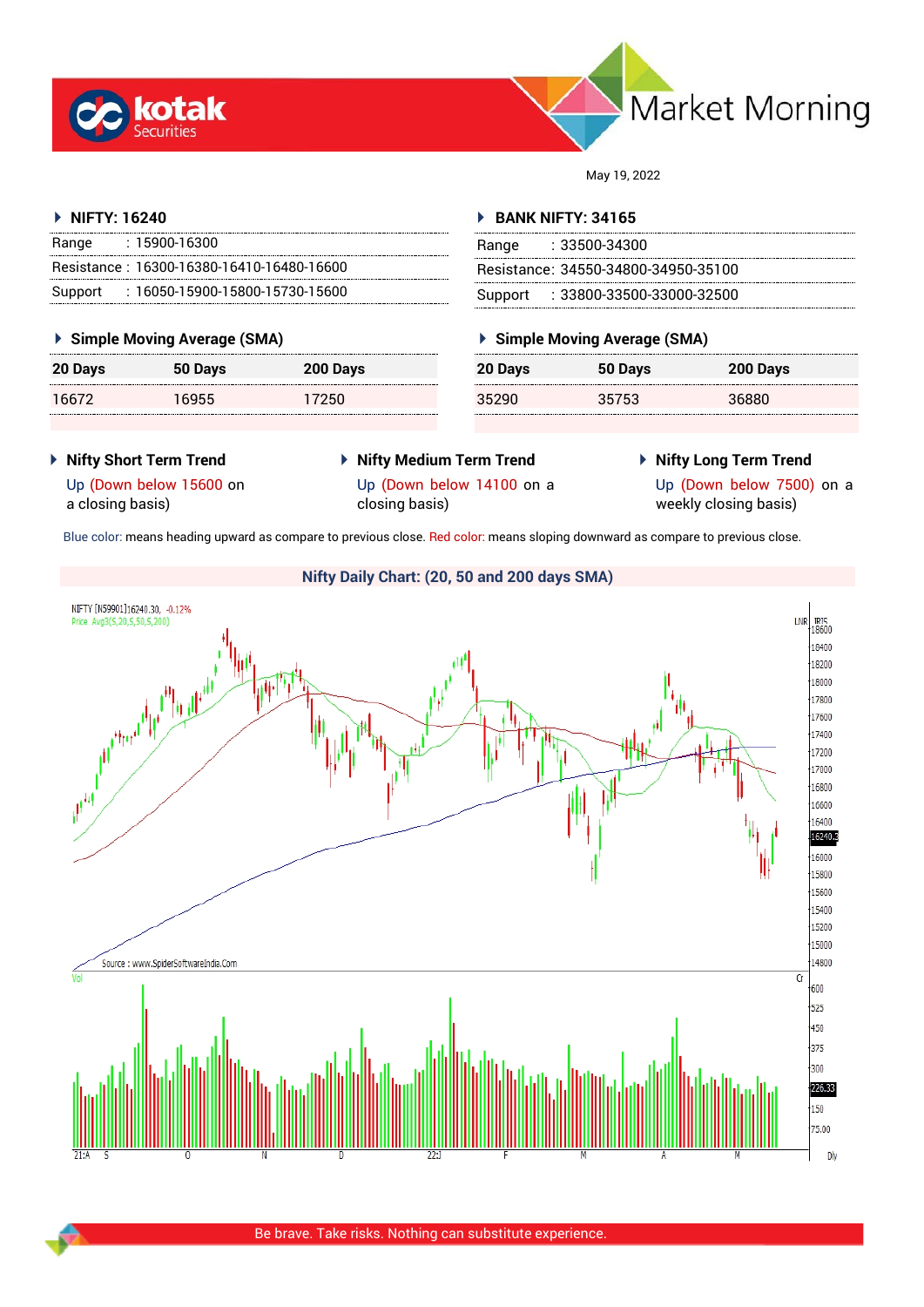# kotak Securities — Market Morning

May 19, 2022

## NIFTY: 16240

| | |
|---|---|
| Range | : 15900-16300 |
| Resistance | : 16300-16380-16410-16480-16600 |
| Support | : 16050-15900-15800-15730-15600 |

### Simple Moving Average (SMA)

| 20 Days | 50 Days | 200 Days |
|---|---|---|
| 16672 | 16955 | 17250 |

## BANK NIFTY: 34165

| | |
|---|---|
| Range | : 33500-34300 |
| Resistance | : 34550-34800-34950-35100 |
| Support | : 33800-33500-33000-32500 |

### Simple Moving Average (SMA)

| 20 Days | 50 Days | 200 Days |
|---|---|---|
| 35290 | 35753 | 36880 |

**Nifty Short Term Trend**

Up (Down below 15600 on a closing basis)

**Nifty Medium Term Trend**

Up (Down below 14100 on a closing basis)

**Nifty Long Term Trend**

Up (Down below 7500) on a weekly closing basis)

Blue color: means heading upward as compare to previous close. Red color: means sloping downward as compare to previous close.

### Nifty Daily Chart: (20, 50 and 200 days SMA)

Be brave. Take risks. Nothing can substitute experience.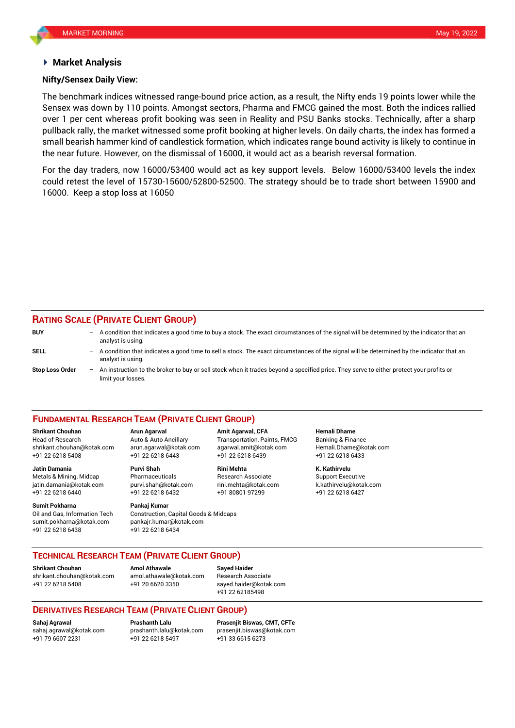## Market Analysis

**Nifty/Sensex Daily View:**

The benchmark indices witnessed range-bound price action, as a result, the Nifty ends 19 points lower while the Sensex was down by 110 points. Amongst sectors, Pharma and FMCG gained the most. Both the indices rallied over 1 per cent whereas profit booking was seen in Reality and PSU Banks stocks. Technically, after a sharp pullback rally, the market witnessed some profit booking at higher levels. On daily charts, the index has formed a small bearish hammer kind of candlestick formation, which indicates range bound activity is likely to continue in the near future. However, on the dismissal of 16000, it would act as a bearish reversal formation.

For the day traders, now 16000/53400 would act as key support levels. Below 16000/53400 levels the index could retest the level of 15730-15600/52800-52500. The strategy should be to trade short between 15900 and 16000. Keep a stop loss at 16050

## RATING SCALE (PRIVATE CLIENT GROUP)

**BUY** – A condition that indicates a good time to buy a stock. The exact circumstances of the signal will be determined by the indicator that an analyst is using.

**SELL** – A condition that indicates a good time to sell a stock. The exact circumstances of the signal will be determined by the indicator that an analyst is using.

**Stop Loss Order** – An instruction to the broker to buy or sell stock when it trades beyond a specified price. They serve to either protect your profits or limit your losses.

## FUNDAMENTAL RESEARCH TEAM (PRIVATE CLIENT GROUP)

**Shrikant Chouhan**
Head of Research
shrikant.chouhan@kotak.com
+91 22 6218 5408

**Arun Agarwal**
Auto & Auto Ancillary
arun.agarwal@kotak.com
+91 22 6218 6443

**Amit Agarwal, CFA**
Transportation, Paints, FMCG
agarwal.amit@kotak.com
+91 22 6218 6439

**Hemali Dhame**
Banking & Finance
Hemali.Dhame@kotak.com
+91 22 6218 6433

**Jatin Damania**
Metals & Mining, Midcap
jatin.damania@kotak.com
+91 22 6218 6440

**Purvi Shah**
Pharmaceuticals
purvi.shah@kotak.com
+91 22 6218 6432

**Rini Mehta**
Research Associate
rini.mehta@kotak.com
+91 80801 97299

**K. Kathirvelu**
Support Executive
k.kathirvelu@kotak.com
+91 22 6218 6427

**Sumit Pokharna**
Oil and Gas, Information Tech
sumit.pokharna@kotak.com
+91 22 6218 6438

**Pankaj Kumar**
Construction, Capital Goods & Midcaps
pankajr.kumar@kotak.com
+91 22 6218 6434

## TECHNICAL RESEARCH TEAM (PRIVATE CLIENT GROUP)

**Shrikant Chouhan**
shrikant.chouhan@kotak.com
+91 22 6218 5408

**Amol Athawale**
amol.athawale@kotak.com
+91 20 6620 3350

**Sayed Haider**
Research Associate
sayed.haider@kotak.com
+91 22 62185498

## DERIVATIVES RESEARCH TEAM (PRIVATE CLIENT GROUP)

**Sahaj Agrawal**
sahaj.agrawal@kotak.com
+91 79 6607 2231

**Prashanth Lalu**
prashanth.lalu@kotak.com
+91 22 6218 5497

**Prasenjit Biswas, CMT, CFTe**
prasenjit.biswas@kotak.com
+91 33 6615 6273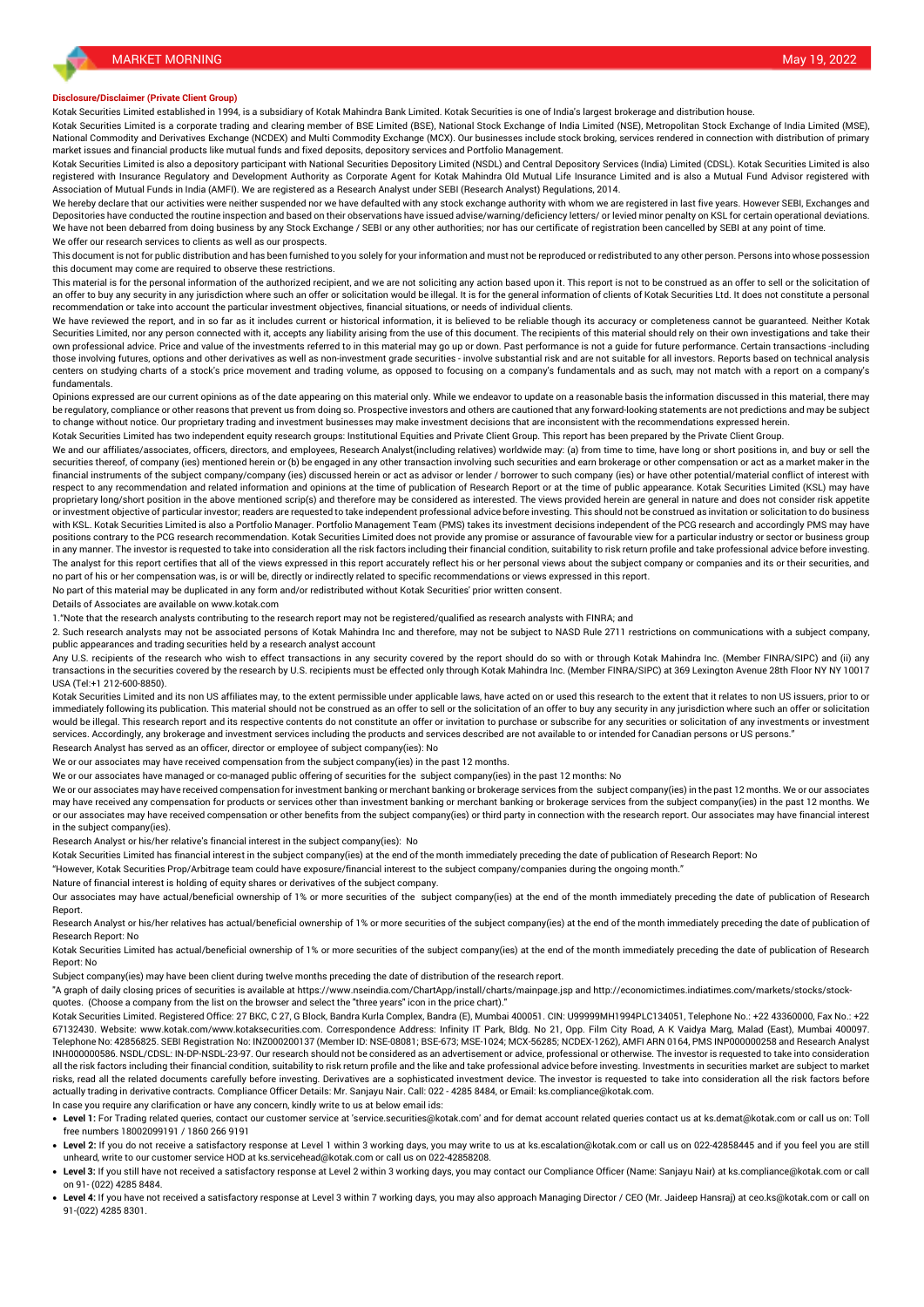### Disclosure/Disclaimer (Private Client Group)

Kotak Securities Limited established in 1994, is a subsidiary of Kotak Mahindra Bank Limited. Kotak Securities is one of India's largest brokerage and distribution house.

Kotak Securities Limited is a corporate trading and clearing member of BSE Limited (BSE), National Stock Exchange of India Limited (NSE), Metropolitan Stock Exchange of India Limited (MSE), National Commodity and Derivatives Exchange (NCDEX) and Multi Commodity Exchange (MCX). Our businesses include stock broking, services rendered in connection with distribution of primary market issues and financial products like mutual funds and fixed deposits, depository services and Portfolio Management.

Kotak Securities Limited is also a depository participant with National Securities Depository Limited (NSDL) and Central Depository Services (India) Limited (CDSL). Kotak Securities Limited is also registered with Insurance Regulatory and Development Authority as Corporate Agent for Kotak Mahindra Old Mutual Life Insurance Limited and is also a Mutual Fund Advisor registered with Association of Mutual Funds in India (AMFI). We are registered as a Research Analyst under SEBI (Research Analyst) Regulations, 2014.

We hereby declare that our activities were neither suspended nor we have defaulted with any stock exchange authority with whom we are registered in last five years. However SEBI, Exchanges and Depositories have conducted the routine inspection and based on their observations have issued advise/warning/deficiency letters/ or levied minor penalty on KSL for certain operational deviations. We have not been debarred from doing business by any Stock Exchange / SEBI or any other authorities; nor has our certificate of registration been cancelled by SEBI at any point of time.

We offer our research services to clients as well as our prospects.

This document is not for public distribution and has been furnished to you solely for your information and must not be reproduced or redistributed to any other person. Persons into whose possession this document may come are required to observe these restrictions.

This material is for the personal information of the authorized recipient, and we are not soliciting any action based upon it. This report is not to be construed as an offer to sell or the solicitation of an offer to buy any security in any jurisdiction where such an offer or solicitation would be illegal. It is for the general information of clients of Kotak Securities Ltd. It does not constitute a personal recommendation or take into account the particular investment objectives, financial situations, or needs of individual clients.

We have reviewed the report, and in so far as it includes current or historical information, it is believed to be reliable though its accuracy or completeness cannot be guaranteed. Neither Kotak Securities Limited, nor any person connected with it, accepts any liability arising from the use of this document. The recipients of this material should rely on their own investigations and take their own professional advice. Price and value of the investments referred to in this material may go up or down. Past performance is not a guide for future performance. Certain transactions -including those involving futures, options and other derivatives as well as non-investment grade securities - involve substantial risk and are not suitable for all investors. Reports based on technical analysis centers on studying charts of a stock's price movement and trading volume, as opposed to focusing on a company's fundamentals and as such, may not match with a report on a company's fundamentals.

Opinions expressed are our current opinions as of the date appearing on this material only. While we endeavor to update on a reasonable basis the information discussed in this material, there may be regulatory, compliance or other reasons that prevent us from doing so. Prospective investors and others are cautioned that any forward-looking statements are not predictions and may be subject to change without notice. Our proprietary trading and investment businesses may make investment decisions that are inconsistent with the recommendations expressed herein.

Kotak Securities Limited has two independent equity research groups: Institutional Equities and Private Client Group. This report has been prepared by the Private Client Group.

We and our affiliates/associates, officers, directors, and employees, Research Analyst(including relatives) worldwide may: (a) from time to time, have long or short positions in, and buy or sell the securities thereof, of company (ies) mentioned herein or (b) be engaged in any other transaction involving such securities and earn brokerage or other compensation or act as a market maker in the financial instruments of the subject company/company (ies) discussed herein or act as advisor or lender / borrower to such company (ies) or have other potential/material conflict of interest with respect to any recommendation and related information and opinions at the time of publication of Research Report or at the time of public appearance. Kotak Securities Limited (KSL) may have proprietary long/short position in the above mentioned scrip(s) and therefore may be considered as interested. The views provided herein are general in nature and does not consider risk appetite or investment objective of particular investor; readers are requested to take independent professional advice before investing. This should not be construed as invitation or solicitation to do business with KSL. Kotak Securities Limited is also a Portfolio Manager. Portfolio Management Team (PMS) takes its investment decisions independent of the PCG research and accordingly PMS may have positions contrary to the PCG research recommendation. Kotak Securities Limited does not provide any promise or assurance of favourable view for a particular industry or sector or business group in any manner. The investor is requested to take into consideration all the risk factors including their financial condition, suitability to risk return profile and take professional advice before investing.

The analyst for this report certifies that all of the views expressed in this report accurately reflect his or her personal views about the subject company or companies and its or their securities, and no part of his or her compensation was, is or will be, directly or indirectly related to specific recommendations or views expressed in this report.

No part of this material may be duplicated in any form and/or redistributed without Kotak Securities' prior written consent.

Details of Associates are available on www.kotak.com

1."Note that the research analysts contributing to the research report may not be registered/qualified as research analysts with FINRA; and

2. Such research analysts may not be associated persons of Kotak Mahindra Inc and therefore, may not be subject to NASD Rule 2711 restrictions on communications with a subject company, public appearances and trading securities held by a research analyst account

Any U.S. recipients of the research who wish to effect transactions in any security covered by the report should do so with or through Kotak Mahindra Inc. (Member FINRA/SIPC) and (ii) any transactions in the securities covered by the research by U.S. recipients must be effected only through Kotak Mahindra Inc. (Member FINRA/SIPC) at 369 Lexington Avenue 28th Floor NY NY 10017 USA (Tel:+1 212-600-8850).

Kotak Securities Limited and its non US affiliates may, to the extent permissible under applicable laws, have acted on or used this research to the extent that it relates to non US issuers, prior to or immediately following its publication. This material should not be construed as an offer to sell or the solicitation of an offer to buy any security in any jurisdiction where such an offer or solicitation would be illegal. This research report and its respective contents do not constitute an offer or invitation to purchase or subscribe for any securities or solicitation of any investments or investment services. Accordingly, any brokerage and investment services including the products and services described are not available to or intended for Canadian persons or US persons."

Research Analyst has served as an officer, director or employee of subject company(ies): No

We or our associates may have received compensation from the subject company(ies) in the past 12 months.

We or our associates have managed or co-managed public offering of securities for the subject company(ies) in the past 12 months: No

We or our associates may have received compensation for investment banking or merchant banking or brokerage services from the subject company(ies) in the past 12 months. We or our associates may have received any compensation for products or services other than investment banking or merchant banking or brokerage services from the subject company(ies) in the past 12 months. We or our associates may have received compensation or other benefits from the subject company(ies) or third party in connection with the research report. Our associates may have financial interest in the subject company(ies).

Research Analyst or his/her relative's financial interest in the subject company(ies): No

Kotak Securities Limited has financial interest in the subject company(ies) at the end of the month immediately preceding the date of publication of Research Report: No

"However, Kotak Securities Prop/Arbitrage team could have exposure/financial interest to the subject company/companies during the ongoing month."

Nature of financial interest is holding of equity shares or derivatives of the subject company.

Our associates may have actual/beneficial ownership of 1% or more securities of the subject company(ies) at the end of the month immediately preceding the date of publication of Research Report.

Research Analyst or his/her relatives has actual/beneficial ownership of 1% or more securities of the subject company(ies) at the end of the month immediately preceding the date of publication of Research Report: No

Kotak Securities Limited has actual/beneficial ownership of 1% or more securities of the subject company(ies) at the end of the month immediately preceding the date of publication of Research Report: No

Subject company(ies) may have been client during twelve months preceding the date of distribution of the research report.

"A graph of daily closing prices of securities is available at https://www.nseindia.com/ChartApp/install/charts/mainpage.jsp and http://economictimes.indiatimes.com/markets/stocks/stock-quotes. (Choose a company from the list on the browser and select the "three years" icon in the price chart)."

Kotak Securities Limited. Registered Office: 27 BKC, C 27, G Block, Bandra Kurla Complex, Bandra (E), Mumbai 400051. CIN: U99999MH1994PLC134051, Telephone No.: +22 43360000, Fax No.: +22 67132430. Website: www.kotak.com/www.kotaksecurities.com. Correspondence Address: Infinity IT Park, Bldg. No 21, Opp. Film City Road, A K Vaidya Marg, Malad (East), Mumbai 400097. Telephone No: 42856825. SEBI Registration No: INZ000200137 (Member ID: NSE-08081; BSE-673; MSE-1024; MCX-56285; NCDEX-1262), AMFI ARN 0164, PMS INP000000258 and Research Analyst INH000000586. NSDL/CDSL: IN-DP-NSDL-23-97. Our research should not be considered as an advertisement or advice, professional or otherwise. The investor is requested to take into consideration all the risk factors including their financial condition, suitability to risk return profile and the like and take professional advice before investing. Investments in securities market are subject to market risks, read all the related documents carefully before investing. Derivatives are a sophisticated investment device. The investor is requested to take into consideration all the risk factors before actually trading in derivative contracts. Compliance Officer Details: Mr. Sanjayu Nair. Call: 022 - 4285 8484, or Email: ks.compliance@kotak.com.

In case you require any clarification or have any concern, kindly write to us at below email ids:

- **Level 1:** For Trading related queries, contact our customer service at 'service.securities@kotak.com' and for demat account related queries contact us at ks.demat@kotak.com or call us on: Toll free numbers 18002099191 / 1860 266 9191
- **Level 2:** If you do not receive a satisfactory response at Level 1 within 3 working days, you may write to us at ks.escalation@kotak.com or call us on 022-42858445 and if you feel you are still unheard, write to our customer service HOD at ks.servicehead@kotak.com or call us on 022-42858208.
- **Level 3:** If you still have not received a satisfactory response at Level 2 within 3 working days, you may contact our Compliance Officer (Name: Sanjayu Nair) at ks.compliance@kotak.com or call on 91- (022) 4285 8484.
- **Level 4:** If you have not received a satisfactory response at Level 3 within 7 working days, you may also approach Managing Director / CEO (Mr. Jaideep Hansraj) at ceo.ks@kotak.com or call on 91-(022) 4285 8301.